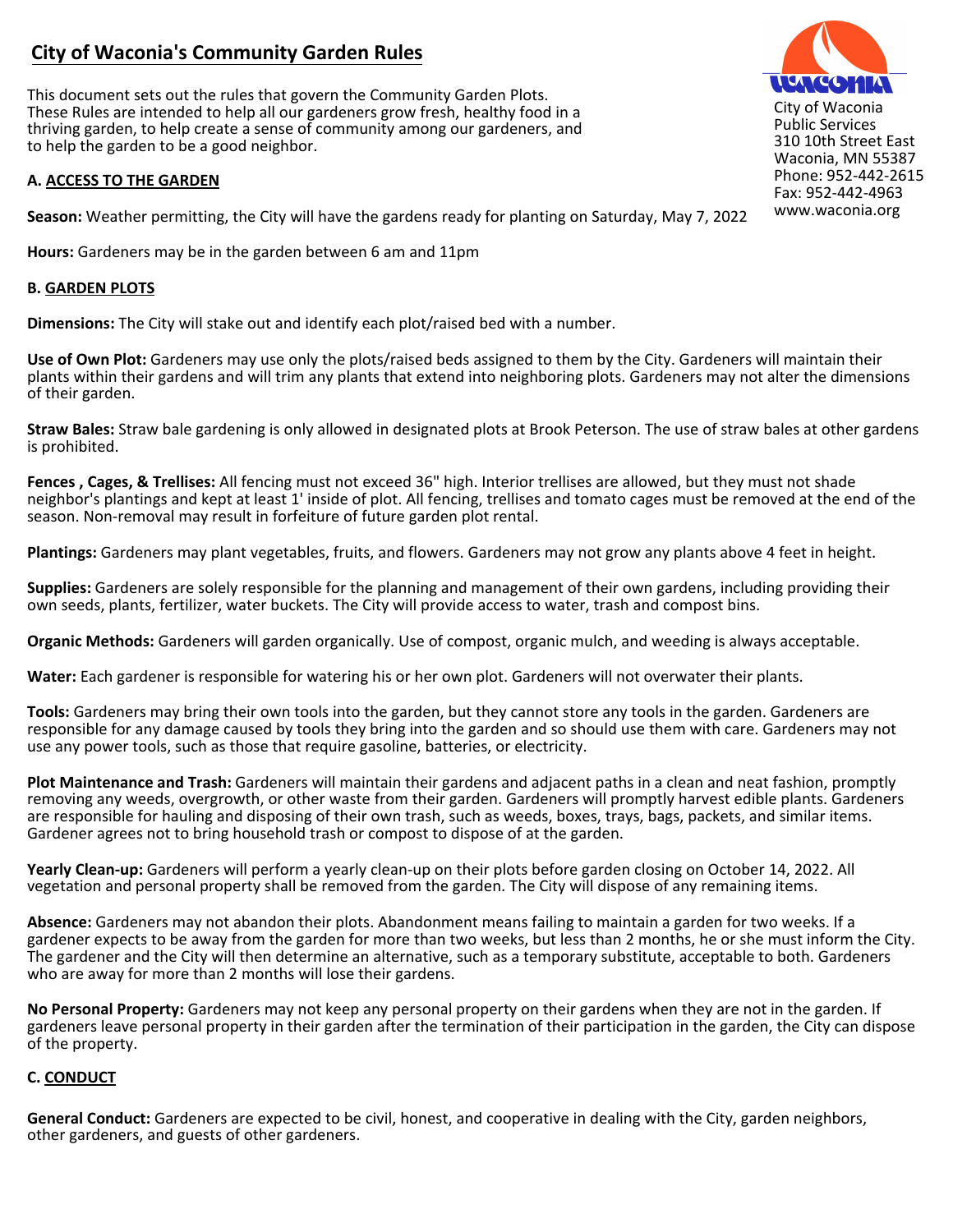# City of Waconia's Community Garden Rules

City of Waconia
Public Services
310 10th Street East
Waconia, MN 55387
Phone: 952-442-2615
Fax: 952-442-4963
www.waconia.org

This document sets out the rules that govern the Community Garden Plots. These Rules are intended to help all our gardeners grow fresh, healthy food in a thriving garden, to help create a sense of community among our gardeners, and to help the garden to be a good neighbor.

## A. ACCESS TO THE GARDEN

**Season:** Weather permitting, the City will have the gardens ready for planting on Saturday, May 7, 2022

**Hours:** Gardeners may be in the garden between 6 am and 11pm

## B. GARDEN PLOTS

**Dimensions:** The City will stake out and identify each plot/raised bed with a number.

**Use of Own Plot:** Gardeners may use only the plots/raised beds assigned to them by the City. Gardeners will maintain their plants within their gardens and will trim any plants that extend into neighboring plots. Gardeners may not alter the dimensions of their garden.

**Straw Bales:** Straw bale gardening is only allowed in designated plots at Brook Peterson. The use of straw bales at other gardens is prohibited.

**Fences , Cages, & Trellises:** All fencing must not exceed 36" high. Interior trellises are allowed, but they must not shade neighbor's plantings and kept at least 1' inside of plot. All fencing, trellises and tomato cages must be removed at the end of the season. Non-removal may result in forfeiture of future garden plot rental.

**Plantings:** Gardeners may plant vegetables, fruits, and flowers. Gardeners may not grow any plants above 4 feet in height.

**Supplies:** Gardeners are solely responsible for the planning and management of their own gardens, including providing their own seeds, plants, fertilizer, water buckets. The City will provide access to water, trash and compost bins.

**Organic Methods:** Gardeners will garden organically. Use of compost, organic mulch, and weeding is always acceptable.

**Water:** Each gardener is responsible for watering his or her own plot. Gardeners will not overwater their plants.

**Tools:** Gardeners may bring their own tools into the garden, but they cannot store any tools in the garden. Gardeners are responsible for any damage caused by tools they bring into the garden and so should use them with care. Gardeners may not use any power tools, such as those that require gasoline, batteries, or electricity.

**Plot Maintenance and Trash:** Gardeners will maintain their gardens and adjacent paths in a clean and neat fashion, promptly removing any weeds, overgrowth, or other waste from their garden. Gardeners will promptly harvest edible plants. Gardeners are responsible for hauling and disposing of their own trash, such as weeds, boxes, trays, bags, packets, and similar items. Gardener agrees not to bring household trash or compost to dispose of at the garden.

**Yearly Clean-up:** Gardeners will perform a yearly clean-up on their plots before garden closing on October 14, 2022. All vegetation and personal property shall be removed from the garden. The City will dispose of any remaining items.

**Absence:** Gardeners may not abandon their plots. Abandonment means failing to maintain a garden for two weeks. If a gardener expects to be away from the garden for more than two weeks, but less than 2 months, he or she must inform the City. The gardener and the City will then determine an alternative, such as a temporary substitute, acceptable to both. Gardeners who are away for more than 2 months will lose their gardens.

**No Personal Property:** Gardeners may not keep any personal property on their gardens when they are not in the garden. If gardeners leave personal property in their garden after the termination of their participation in the garden, the City can dispose of the property.

## C. CONDUCT

**General Conduct:** Gardeners are expected to be civil, honest, and cooperative in dealing with the City, garden neighbors, other gardeners, and guests of other gardeners.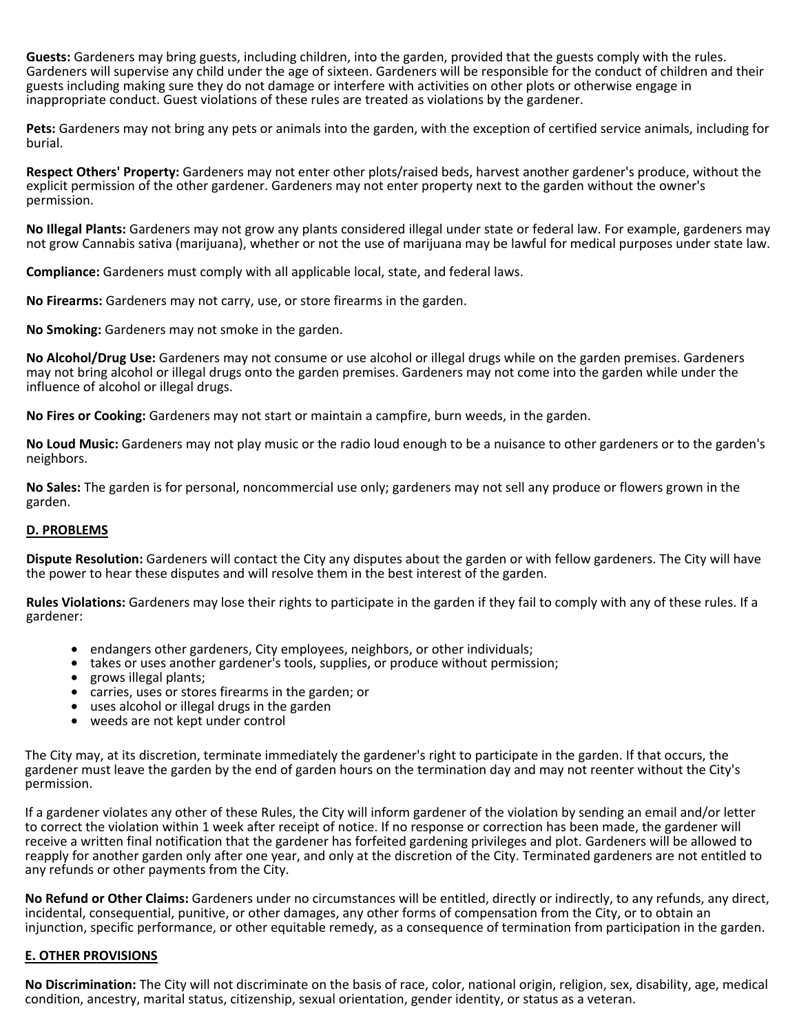**Guests:** Gardeners may bring guests, including children, into the garden, provided that the guests comply with the rules. Gardeners will supervise any child under the age of sixteen. Gardeners will be responsible for the conduct of children and their guests including making sure they do not damage or interfere with activities on other plots or otherwise engage in inappropriate conduct. Guest violations of these rules are treated as violations by the gardener.

**Pets:** Gardeners may not bring any pets or animals into the garden, with the exception of certified service animals, including for burial.

**Respect Others' Property:** Gardeners may not enter other plots/raised beds, harvest another gardener's produce, without the explicit permission of the other gardener. Gardeners may not enter property next to the garden without the owner's permission.

**No Illegal Plants:** Gardeners may not grow any plants considered illegal under state or federal law. For example, gardeners may not grow Cannabis sativa (marijuana), whether or not the use of marijuana may be lawful for medical purposes under state law.

**Compliance:** Gardeners must comply with all applicable local, state, and federal laws.

**No Firearms:** Gardeners may not carry, use, or store firearms in the garden.

**No Smoking:** Gardeners may not smoke in the garden.

**No Alcohol/Drug Use:** Gardeners may not consume or use alcohol or illegal drugs while on the garden premises. Gardeners may not bring alcohol or illegal drugs onto the garden premises. Gardeners may not come into the garden while under the influence of alcohol or illegal drugs.

**No Fires or Cooking:** Gardeners may not start or maintain a campfire, burn weeds, in the garden.

**No Loud Music:** Gardeners may not play music or the radio loud enough to be a nuisance to other gardeners or to the garden's neighbors.

**No Sales:** The garden is for personal, noncommercial use only; gardeners may not sell any produce or flowers grown in the garden.

## D. PROBLEMS

**Dispute Resolution:** Gardeners will contact the City any disputes about the garden or with fellow gardeners. The City will have the power to hear these disputes and will resolve them in the best interest of the garden.

**Rules Violations:** Gardeners may lose their rights to participate in the garden if they fail to comply with any of these rules. If a gardener:

- endangers other gardeners, City employees, neighbors, or other individuals;
- takes or uses another gardener's tools, supplies, or produce without permission;
- grows illegal plants;
- carries, uses or stores firearms in the garden; or
- uses alcohol or illegal drugs in the garden
- weeds are not kept under control

The City may, at its discretion, terminate immediately the gardener's right to participate in the garden. If that occurs, the gardener must leave the garden by the end of garden hours on the termination day and may not reenter without the City's permission.

If a gardener violates any other of these Rules, the City will inform gardener of the violation by sending an email and/or letter to correct the violation within 1 week after receipt of notice. If no response or correction has been made, the gardener will receive a written final notification that the gardener has forfeited gardening privileges and plot. Gardeners will be allowed to reapply for another garden only after one year, and only at the discretion of the City. Terminated gardeners are not entitled to any refunds or other payments from the City.

**No Refund or Other Claims:** Gardeners under no circumstances will be entitled, directly or indirectly, to any refunds, any direct, incidental, consequential, punitive, or other damages, any other forms of compensation from the City, or to obtain an injunction, specific performance, or other equitable remedy, as a consequence of termination from participation in the garden.

## E. OTHER PROVISIONS

**No Discrimination:** The City will not discriminate on the basis of race, color, national origin, religion, sex, disability, age, medical condition, ancestry, marital status, citizenship, sexual orientation, gender identity, or status as a veteran.